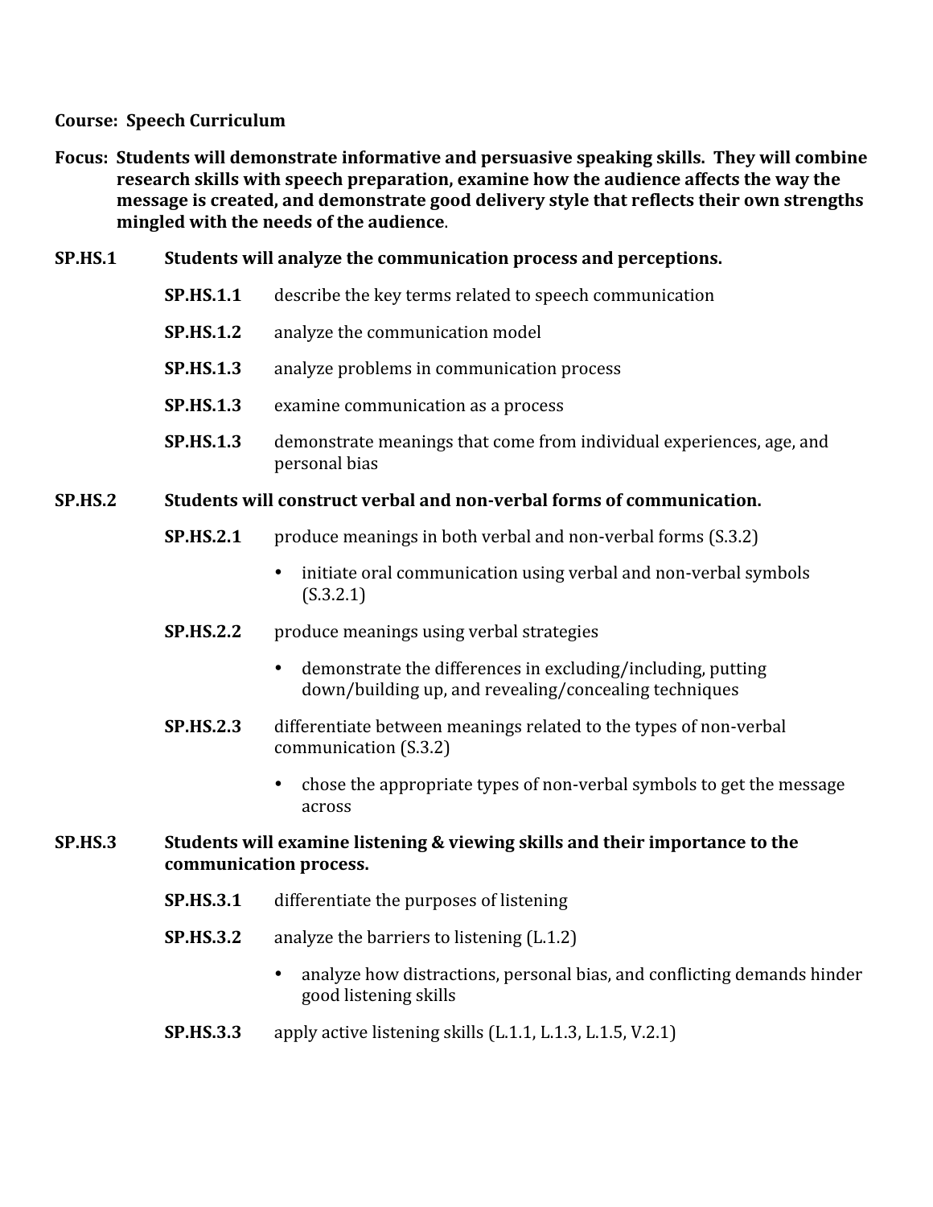**Course: Speech Curriculum**

**Focus: Students will demonstrate informative and persuasive speaking skills. They will combine research skills with speech preparation, examine how the audience affects the way the message is created, and demonstrate good delivery style that reflects their own strengths mingled with the needs of the audience**.

**SP.HS.1 Students will analyze the communication process and perceptions.**

- **SP.HS.1.1** describe the key terms related to speech communication
- **SP.HS.1.2** analyze the communication model
- **SP.HS.1.3** analyze problems in communication process
- **SP.HS.1.3** examine communication as a process
- **SP.HS.1.3** demonstrate meanings that come from individual experiences, age, and personal bias

**SP.HS.2 Students will construct verbal and non-verbal forms of communication.**

- **SP.HS.2.1** produce meanings in both verbal and non-verbal forms (S.3.2)
  - initiate oral communication using verbal and non-verbal symbols (S.3.2.1)
- **SP.HS.2.2** produce meanings using verbal strategies
  - demonstrate the differences in excluding/including, putting down/building up, and revealing/concealing techniques
- **SP.HS.2.3** differentiate between meanings related to the types of non-verbal communication (S.3.2)
  - chose the appropriate types of non-verbal symbols to get the message across

**SP.HS.3 Students will examine listening & viewing skills and their importance to the communication process.**

- **SP.HS.3.1** differentiate the purposes of listening
- **SP.HS.3.2** analyze the barriers to listening (L.1.2)
  - analyze how distractions, personal bias, and conflicting demands hinder good listening skills
- **SP.HS.3.3** apply active listening skills (L.1.1, L.1.3, L.1.5, V.2.1)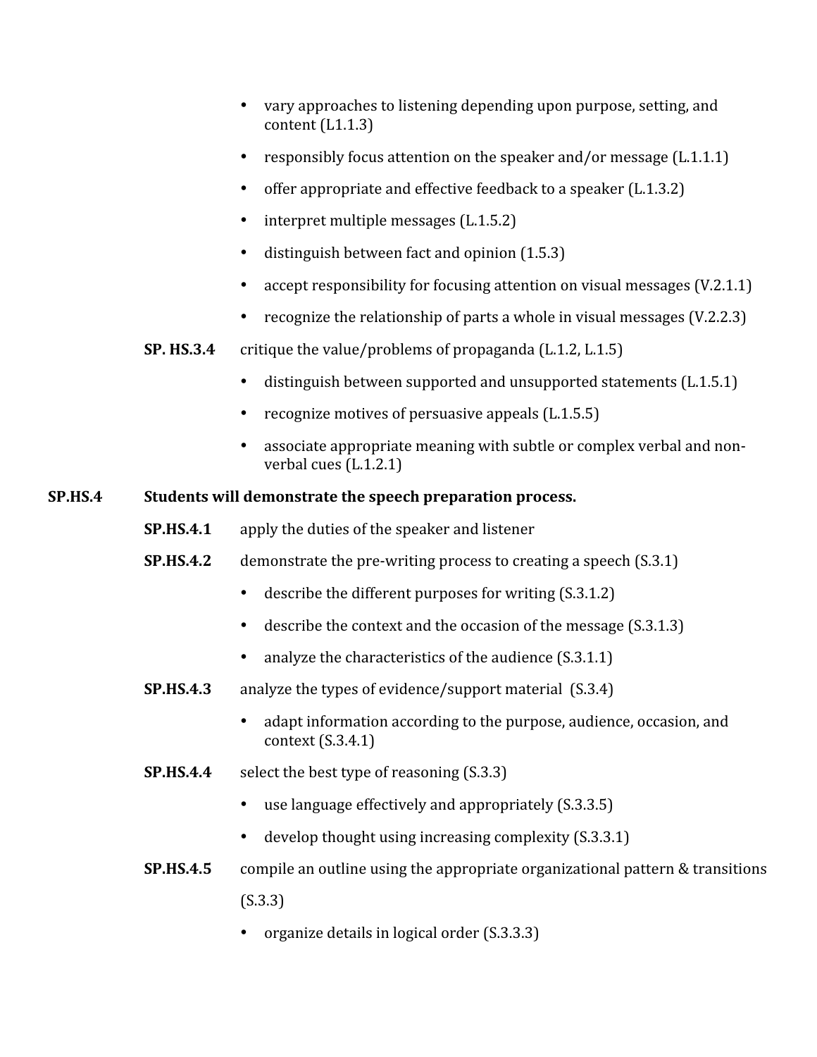- vary approaches to listening depending upon purpose, setting, and content (L1.1.3)
- responsibly focus attention on the speaker and/or message (L.1.1.1)
- offer appropriate and effective feedback to a speaker (L.1.3.2)
- interpret multiple messages (L.1.5.2)
- distinguish between fact and opinion (1.5.3)
- accept responsibility for focusing attention on visual messages (V.2.1.1)
- recognize the relationship of parts a whole in visual messages (V.2.2.3)

**SP. HS.3.4** critique the value/problems of propaganda (L.1.2, L.1.5)

- distinguish between supported and unsupported statements (L.1.5.1)
- recognize motives of persuasive appeals (L.1.5.5)
- associate appropriate meaning with subtle or complex verbal and non-verbal cues (L.1.2.1)

**SP.HS.4** **Students will demonstrate the speech preparation process.**

**SP.HS.4.1** apply the duties of the speaker and listener

**SP.HS.4.2** demonstrate the pre-writing process to creating a speech (S.3.1)

- describe the different purposes for writing (S.3.1.2)
- describe the context and the occasion of the message (S.3.1.3)
- analyze the characteristics of the audience (S.3.1.1)

**SP.HS.4.3** analyze the types of evidence/support material (S.3.4)

- adapt information according to the purpose, audience, occasion, and context (S.3.4.1)

**SP.HS.4.4** select the best type of reasoning (S.3.3)

- use language effectively and appropriately (S.3.3.5)
- develop thought using increasing complexity (S.3.3.1)

**SP.HS.4.5** compile an outline using the appropriate organizational pattern & transitions (S.3.3)

- organize details in logical order (S.3.3.3)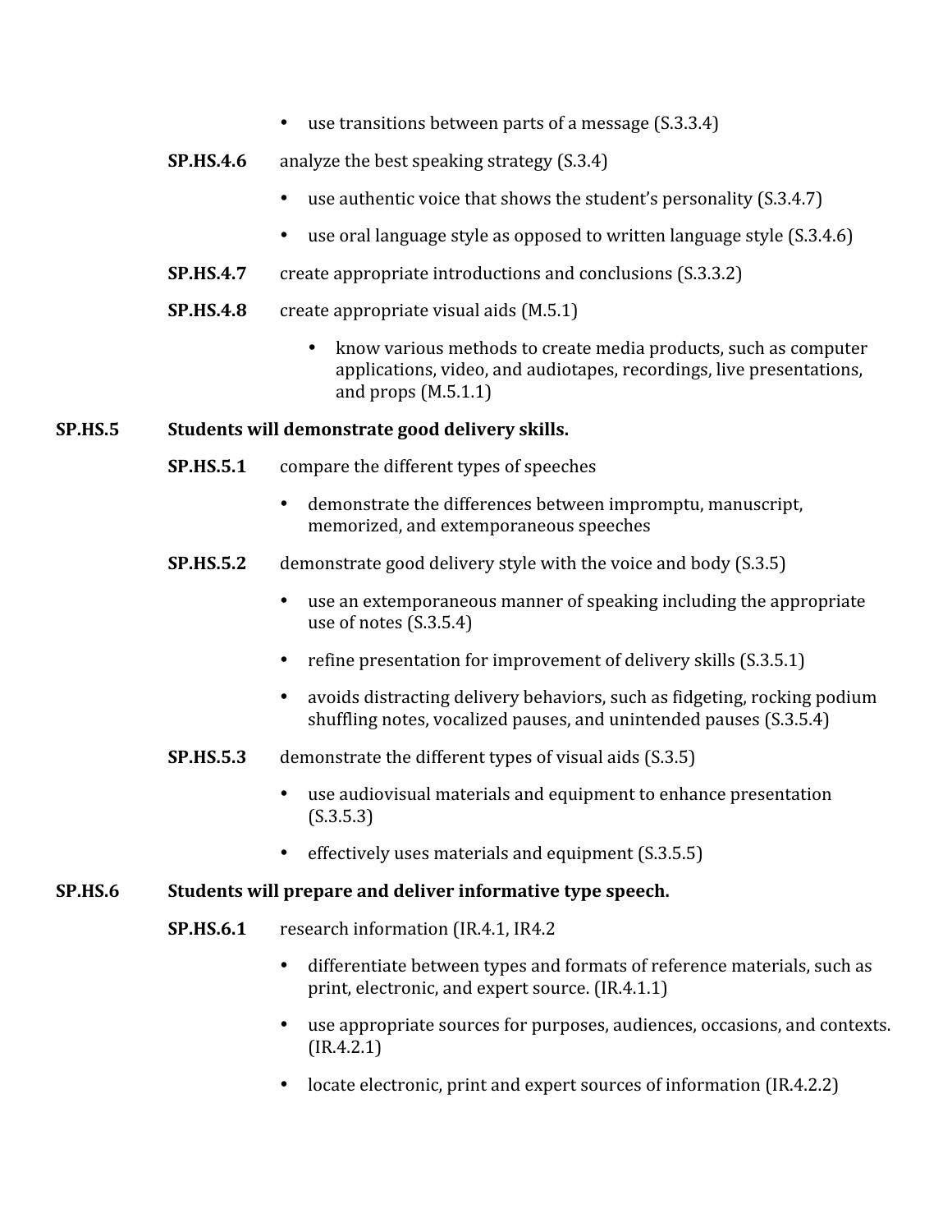- use transitions between parts of a message (S.3.3.4)

**SP.HS.4.6** analyze the best speaking strategy (S.3.4)

- use authentic voice that shows the student's personality (S.3.4.7)
- use oral language style as opposed to written language style (S.3.4.6)

**SP.HS.4.7** create appropriate introductions and conclusions (S.3.3.2)

**SP.HS.4.8** create appropriate visual aids (M.5.1)

- know various methods to create media products, such as computer applications, video, and audiotapes, recordings, live presentations, and props (M.5.1.1)

**SP.HS.5 Students will demonstrate good delivery skills.**

**SP.HS.5.1** compare the different types of speeches

- demonstrate the differences between impromptu, manuscript, memorized, and extemporaneous speeches

**SP.HS.5.2** demonstrate good delivery style with the voice and body (S.3.5)

- use an extemporaneous manner of speaking including the appropriate use of notes (S.3.5.4)
- refine presentation for improvement of delivery skills (S.3.5.1)
- avoids distracting delivery behaviors, such as fidgeting, rocking podium shuffling notes, vocalized pauses, and unintended pauses (S.3.5.4)

**SP.HS.5.3** demonstrate the different types of visual aids (S.3.5)

- use audiovisual materials and equipment to enhance presentation (S.3.5.3)
- effectively uses materials and equipment (S.3.5.5)

**SP.HS.6 Students will prepare and deliver informative type speech.**

**SP.HS.6.1** research information (IR.4.1, IR4.2

- differentiate between types and formats of reference materials, such as print, electronic, and expert source. (IR.4.1.1)
- use appropriate sources for purposes, audiences, occasions, and contexts. (IR.4.2.1)
- locate electronic, print and expert sources of information (IR.4.2.2)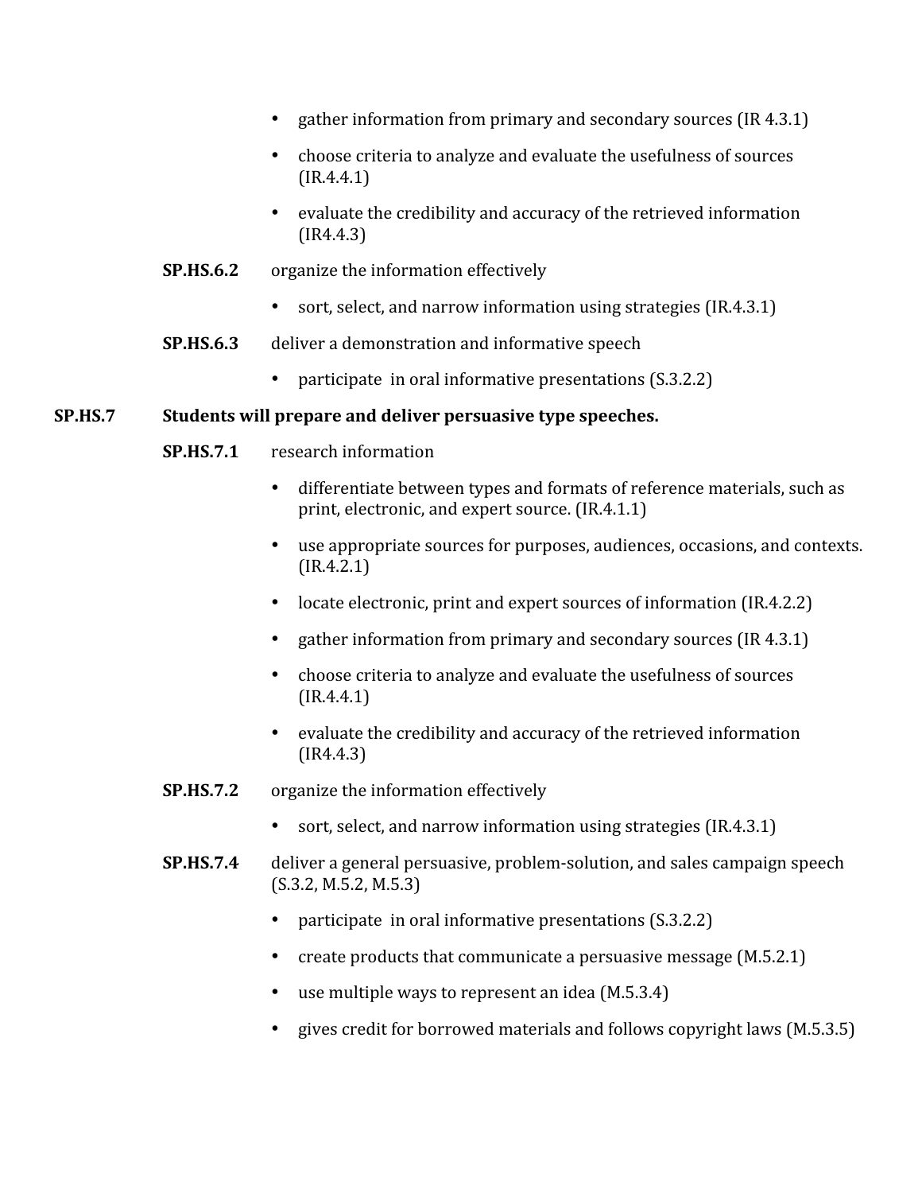- gather information from primary and secondary sources (IR 4.3.1)
- choose criteria to analyze and evaluate the usefulness of sources (IR.4.4.1)
- evaluate the credibility and accuracy of the retrieved information (IR4.4.3)

**SP.HS.6.2** organize the information effectively

- sort, select, and narrow information using strategies (IR.4.3.1)

**SP.HS.6.3** deliver a demonstration and informative speech

- participate in oral informative presentations (S.3.2.2)

**SP.HS.7 Students will prepare and deliver persuasive type speeches.**

**SP.HS.7.1** research information

- differentiate between types and formats of reference materials, such as print, electronic, and expert source. (IR.4.1.1)
- use appropriate sources for purposes, audiences, occasions, and contexts. (IR.4.2.1)
- locate electronic, print and expert sources of information (IR.4.2.2)
- gather information from primary and secondary sources (IR 4.3.1)
- choose criteria to analyze and evaluate the usefulness of sources (IR.4.4.1)
- evaluate the credibility and accuracy of the retrieved information (IR4.4.3)

**SP.HS.7.2** organize the information effectively

- sort, select, and narrow information using strategies (IR.4.3.1)

**SP.HS.7.4** deliver a general persuasive, problem-solution, and sales campaign speech (S.3.2, M.5.2, M.5.3)

- participate in oral informative presentations (S.3.2.2)
- create products that communicate a persuasive message (M.5.2.1)
- use multiple ways to represent an idea (M.5.3.4)
- gives credit for borrowed materials and follows copyright laws (M.5.3.5)